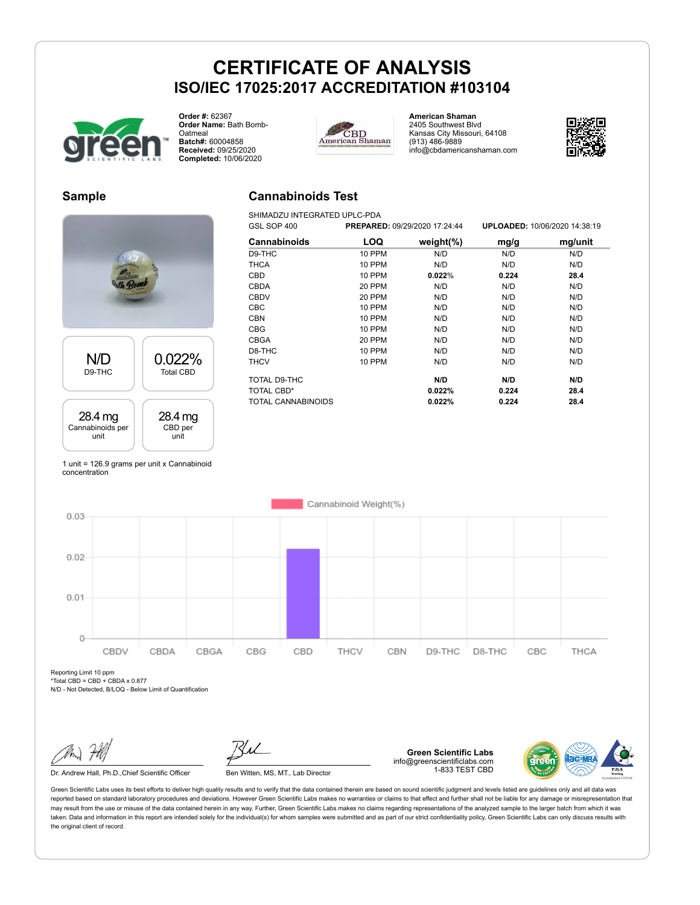# CERTIFICATE OF ANALYSIS

## ISO/IEC 17025:2017 ACCREDITATION #103104

**Order #:** 62367
**Order Name:** Bath Bomb-Oatmeal
**Batch#:** 60004858
**Received:** 09/25/2020
**Completed:** 10/06/2020

**American Shaman**
2405 Southwest Blvd
Kansas City Missouri, 64108
(913) 486-9889
info@cbdamericanshaman.com

## Sample

| N/D | 0.022% |
|---|---|
| D9-THC | Total CBD |

| 28.4 mg | 28.4 mg |
|---|---|
| Cannabinoids per unit | CBD per unit |

1 unit = 126.9 grams per unit x Cannabinoid concentration

## Cannabinoids Test

SHIMADZU INTEGRATED UPLC-PDA
GSL SOP 400 **PREPARED:** 09/29/2020 17:24:44 **UPLOADED:** 10/06/2020 14:38:19

| Cannabinoids | LOQ | weight(%) | mg/g | mg/unit |
|---|---|---|---|---|
| D9-THC | 10 PPM | N/D | N/D | N/D |
| THCA | 10 PPM | N/D | N/D | N/D |
| CBD | 10 PPM | **0.022%** | **0.224** | **28.4** |
| CBDA | 20 PPM | N/D | N/D | N/D |
| CBDV | 20 PPM | N/D | N/D | N/D |
| CBC | 10 PPM | N/D | N/D | N/D |
| CBN | 10 PPM | N/D | N/D | N/D |
| CBG | 10 PPM | N/D | N/D | N/D |
| CBGA | 20 PPM | N/D | N/D | N/D |
| D8-THC | 10 PPM | N/D | N/D | N/D |
| THCV | 10 PPM | N/D | N/D | N/D |
| TOTAL D9-THC | | **N/D** | **N/D** | **N/D** |
| TOTAL CBD* | | **0.022%** | **0.224** | **28.4** |
| TOTAL CANNABINOIDS | | **0.022%** | **0.224** | **28.4** |

Cannabinoid Weight(%)

| CBDV | CBDA | CBGA | CBG | CBD | THCV | CBN | D9-THC | D8-THC | CBC | THCA |
|---|---|---|---|---|---|---|---|---|---|---|
| 0 | 0 | 0 | 0 | 0.022 | 0 | 0 | 0 | 0 | 0 | 0 |

Reporting Limit 10 ppm
*Total CBD = CBD + CBDA x 0.877
N/D - Not Detected, B/LOQ - Below Limit of Quantification

Dr. Andrew Hall, Ph.D.,Chief Scientific Officer

Ben Witten, MS, MT., Lab Director

**Green Scientific Labs**
info@greenscientificlabs.com
1-833 TEST CBD

Green Scientific Labs uses its best efforts to deliver high quality results and to verify that the data contained therein are based on sound scientific judgment and levels listed are guidelines only and all data was reported based on standard laboratory procedures and deviations. However Green Scientific Labs makes no warranties or claims to that effect and further shall not be liable for any damage or misrepresentation that may result from the use or misuse of the data contained herein in any way. Further, Green Scientific Labs makes no claims regarding representations of the analyzed sample to the larger batch from which it was taken. Data and information in this report are intended solely for the individual(s) for whom samples were submitted and as part of our strict confidentiality policy, Green Scientific Labs can only discuss results with the original client of record.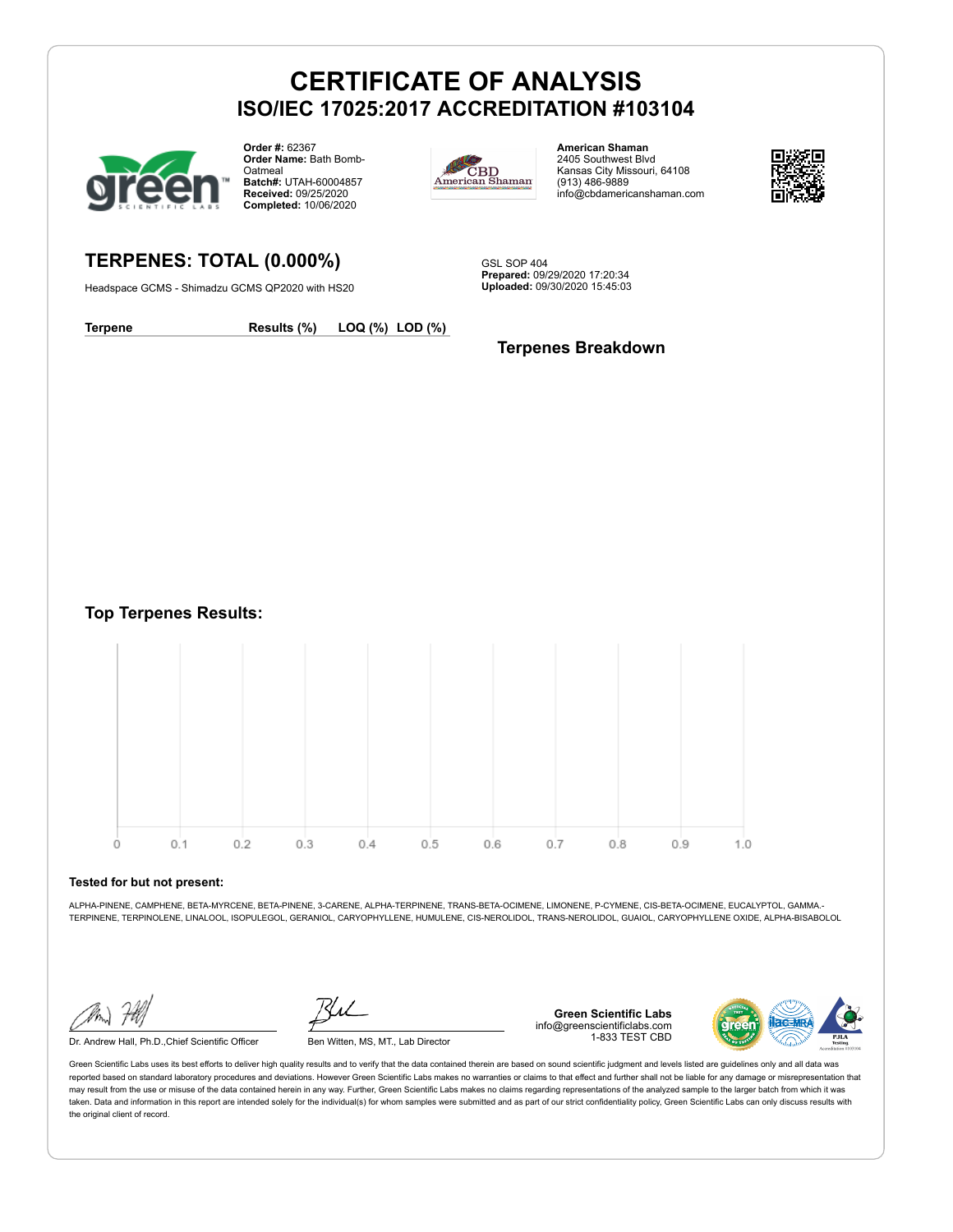# CERTIFICATE OF ANALYSIS

## ISO/IEC 17025:2017 ACCREDITATION #103104

**Order #:** 62367
**Order Name:** Bath Bomb-Oatmeal
**Batch#:** UTAH-60004857
**Received:** 09/25/2020
**Completed:** 10/06/2020

**American Shaman**
2405 Southwest Blvd
Kansas City Missouri, 64108
(913) 486-9889
info@cbdamericanshaman.com

## TERPENES: TOTAL (0.000%)

Headspace GCMS - Shimadzu GCMS QP2020 with HS20

GSL SOP 404
**Prepared:** 09/29/2020 17:20:34
**Uploaded:** 09/30/2020 15:45:03

| Terpene | Results (%) | LOQ (%) | LOD (%) |
|---|---|---|---|

### Terpenes Breakdown

### Top Terpenes Results:

0 0.1 0.2 0.3 0.4 0.5 0.6 0.7 0.8 0.9 1.0

**Tested for but not present:**

ALPHA-PINENE, CAMPHENE, BETA-MYRCENE, BETA-PINENE, 3-CARENE, ALPHA-TERPINENE, TRANS-BETA-OCIMENE, LIMONENE, P-CYMENE, CIS-BETA-OCIMENE, EUCALYPTOL, GAMMA.-TERPINENE, TERPINOLENE, LINALOOL, ISOPULEGOL, GERANIOL, CARYOPHYLLENE, HUMULENE, CIS-NEROLIDOL, TRANS-NEROLIDOL, GUAIOL, CARYOPHYLLENE OXIDE, ALPHA-BISABOLOL

Dr. Andrew Hall, Ph.D.,Chief Scientific Officer

Ben Witten, MS, MT., Lab Director

**Green Scientific Labs**
info@greenscientificlabs.com
1-833 TEST CBD

Green Scientific Labs uses its best efforts to deliver high quality results and to verify that the data contained therein are based on sound scientific judgment and levels listed are guidelines only and all data was reported based on standard laboratory procedures and deviations. However Green Scientific Labs makes no warranties or claims to that effect and further shall not be liable for any damage or misrepresentation that may result from the use or misuse of the data contained herein in any way. Further, Green Scientific Labs makes no claims regarding representations of the analyzed sample to the larger batch from which it was taken. Data and information in this report are intended solely for the individual(s) for whom samples were submitted and as part of our strict confidentiality policy, Green Scientific Labs can only discuss results with the original client of record.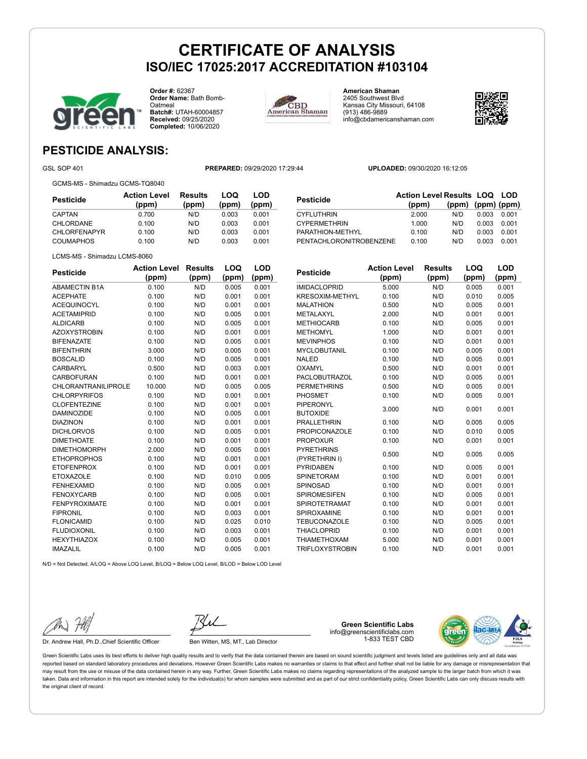# CERTIFICATE OF ANALYSIS

## ISO/IEC 17025:2017 ACCREDITATION #103104

**Order #:** 62367
**Order Name:** Bath Bomb-Oatmeal
**Batch#:** UTAH-60004857
**Received:** 09/25/2020
**Completed:** 10/06/2020

**American Shaman**
2405 Southwest Blvd
Kansas City Missouri, 64108
(913) 486-9889
info@cbdamericanshaman.com

## PESTICIDE ANALYSIS:

GSL SOP 401

**PREPARED:** 09/29/2020 17:29:44

**UPLOADED:** 09/30/2020 16:12:05

GCMS-MS - Shimadzu GCMS-TQ8040

| Pesticide | Action Level (ppm) | Results (ppm) | LOQ (ppm) | LOD (ppm) |
|---|---|---|---|---|
| CAPTAN | 0.700 | N/D | 0.003 | 0.001 |
| CHLORDANE | 0.100 | N/D | 0.003 | 0.001 |
| CHLORFENAPYR | 0.100 | N/D | 0.003 | 0.001 |
| COUMAPHOS | 0.100 | N/D | 0.003 | 0.001 |
| CYFLUTHRIN | 2.000 | N/D | 0.003 | 0.001 |
| CYPERMETHRIN | 1.000 | N/D | 0.003 | 0.001 |
| PARATHION-METHYL | 0.100 | N/D | 0.003 | 0.001 |
| PENTACHLORONITROBENZENE | 0.100 | N/D | 0.003 | 0.001 |

LCMS-MS - Shimadzu LCMS-8060

| Pesticide | Action Level (ppm) | Results (ppm) | LOQ (ppm) | LOD (ppm) |
|---|---|---|---|---|
| ABAMECTIN B1A | 0.100 | N/D | 0.005 | 0.001 |
| ACEPHATE | 0.100 | N/D | 0.001 | 0.001 |
| ACEQUINOCYL | 0.100 | N/D | 0.001 | 0.001 |
| ACETAMIPRID | 0.100 | N/D | 0.005 | 0.001 |
| ALDICARB | 0.100 | N/D | 0.005 | 0.001 |
| AZOXYSTROBIN | 0.100 | N/D | 0.001 | 0.001 |
| BIFENAZATE | 0.100 | N/D | 0.005 | 0.001 |
| BIFENTHRIN | 3.000 | N/D | 0.005 | 0.001 |
| BOSCALID | 0.100 | N/D | 0.005 | 0.001 |
| CARBARYL | 0.500 | N/D | 0.003 | 0.001 |
| CARBOFURAN | 0.100 | N/D | 0.001 | 0.001 |
| CHLORANTRANILIPROLE | 10.000 | N/D | 0.005 | 0.005 |
| CHLORPYRIFOS | 0.100 | N/D | 0.001 | 0.001 |
| CLOFENTEZINE | 0.100 | N/D | 0.001 | 0.001 |
| DAMINOZIDE | 0.100 | N/D | 0.005 | 0.001 |
| DIAZINON | 0.100 | N/D | 0.001 | 0.001 |
| DICHLORVOS | 0.100 | N/D | 0.005 | 0.001 |
| DIMETHOATE | 0.100 | N/D | 0.001 | 0.001 |
| DIMETHOMORPH | 2.000 | N/D | 0.005 | 0.001 |
| ETHOPROPHOS | 0.100 | N/D | 0.001 | 0.001 |
| ETOFENPROX | 0.100 | N/D | 0.001 | 0.001 |
| ETOXAZOLE | 0.100 | N/D | 0.010 | 0.005 |
| FENHEXAMID | 0.100 | N/D | 0.005 | 0.001 |
| FENOXYCARB | 0.100 | N/D | 0.005 | 0.001 |
| FENPYROXIMATE | 0.100 | N/D | 0.001 | 0.001 |
| FIPRONIL | 0.100 | N/D | 0.003 | 0.001 |
| FLONICAMID | 0.100 | N/D | 0.025 | 0.010 |
| FLUDIOXONIL | 0.100 | N/D | 0.003 | 0.001 |
| HEXYTHIAZOX | 0.100 | N/D | 0.005 | 0.001 |
| IMAZALIL | 0.100 | N/D | 0.005 | 0.001 |
| IMIDACLOPRID | 5.000 | N/D | 0.005 | 0.001 |
| KRESOXIM-METHYL | 0.100 | N/D | 0.010 | 0.005 |
| MALATHION | 0.500 | N/D | 0.005 | 0.001 |
| METALAXYL | 2.000 | N/D | 0.001 | 0.001 |
| METHIOCARB | 0.100 | N/D | 0.005 | 0.001 |
| METHOMYL | 1.000 | N/D | 0.001 | 0.001 |
| MEVINPHOS | 0.100 | N/D | 0.001 | 0.001 |
| MYCLOBUTANIL | 0.100 | N/D | 0.005 | 0.001 |
| NALED | 0.100 | N/D | 0.005 | 0.001 |
| OXAMYL | 0.500 | N/D | 0.001 | 0.001 |
| PACLOBUTRAZOL | 0.100 | N/D | 0.005 | 0.001 |
| PERMETHRINS | 0.500 | N/D | 0.005 | 0.001 |
| PHOSMET | 0.100 | N/D | 0.005 | 0.001 |
| PIPERONYL BUTOXIDE | 3.000 | N/D | 0.001 | 0.001 |
| PRALLETHRIN | 0.100 | N/D | 0.005 | 0.005 |
| PROPICONAZOLE | 0.100 | N/D | 0.010 | 0.005 |
| PROPOXUR | 0.100 | N/D | 0.001 | 0.001 |
| PYRETHRINS (PYRETHRIN I) | 0.500 | N/D | 0.005 | 0.005 |
| PYRIDABEN | 0.100 | N/D | 0.005 | 0.001 |
| SPINETORAM | 0.100 | N/D | 0.001 | 0.001 |
| SPINOSAD | 0.100 | N/D | 0.001 | 0.001 |
| SPIROMESIFEN | 0.100 | N/D | 0.005 | 0.001 |
| SPIROTETRAMAT | 0.100 | N/D | 0.001 | 0.001 |
| SPIROXAMINE | 0.100 | N/D | 0.001 | 0.001 |
| TEBUCONAZOLE | 0.100 | N/D | 0.005 | 0.001 |
| THIACLOPRID | 0.100 | N/D | 0.001 | 0.001 |
| THIAMETHOXAM | 5.000 | N/D | 0.001 | 0.001 |
| TRIFLOXYSTROBIN | 0.100 | N/D | 0.001 | 0.001 |

N/D = Not Detected, A/LOQ = Above LOQ Level, B/LOQ = Below LOQ Level, B/LOD = Below LOD Level

Dr. Andrew Hall, Ph.D.,Chief Scientific Officer

Ben Witten, MS, MT., Lab Director

**Green Scientific Labs**
info@greenscientificlabs.com
1-833 TEST CBD

Green Scientific Labs uses its best efforts to deliver high quality results and to verify that the data contained therein are based on sound scientific judgment and levels listed are guidelines only and all data was reported based on standard laboratory procedures and deviations. However Green Scientific Labs makes no warranties or claims to that effect and further shall not be liable for any damage or misrepresentation that may result from the use or misuse of the data contained herein in any way. Further, Green Scientific Labs makes no claims regarding representations of the analyzed sample to the larger batch from which it was taken. Data and information in this report are intended solely for the individual(s) for whom samples were submitted and as part of our strict confidentiality policy, Green Scientific Labs can only discuss results with the original client of record.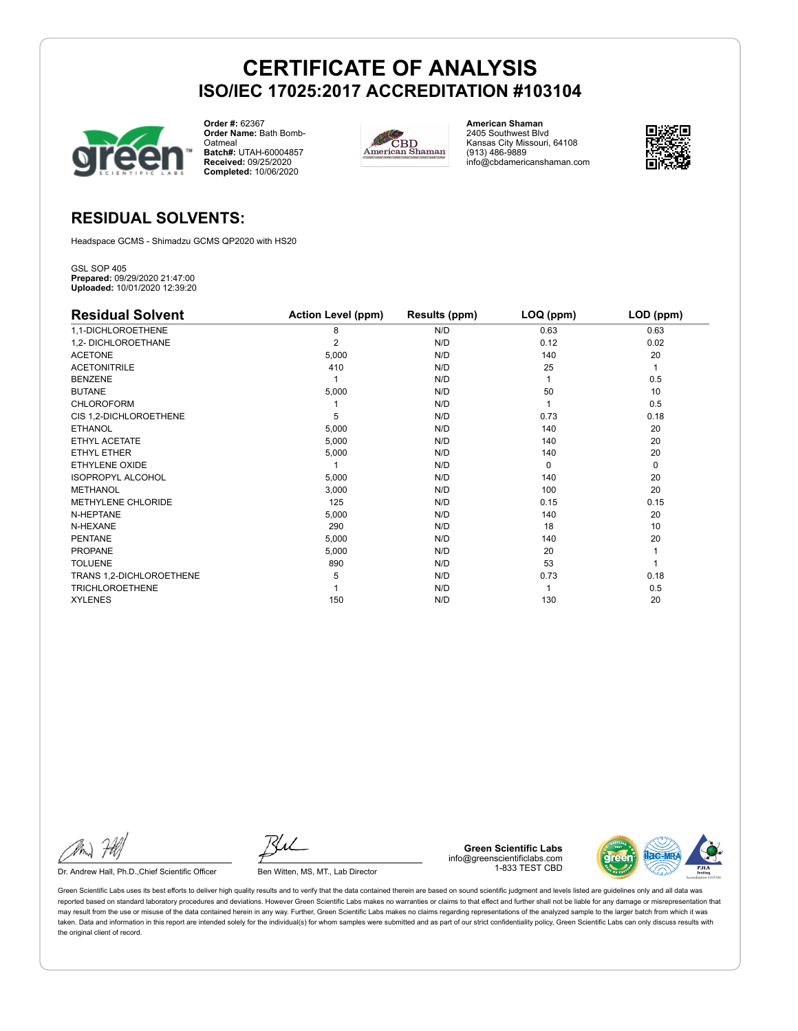# CERTIFICATE OF ANALYSIS

## ISO/IEC 17025:2017 ACCREDITATION #103104

**Order #:** 62367
**Order Name:** Bath Bomb-Oatmeal
**Batch#:** UTAH-60004857
**Received:** 09/25/2020
**Completed:** 10/06/2020

**American Shaman**
2405 Southwest Blvd
Kansas City Missouri, 64108
(913) 486-9889
info@cbdamericanshaman.com

## RESIDUAL SOLVENTS:

Headspace GCMS - Shimadzu GCMS QP2020 with HS20

GSL SOP 405
**Prepared:** 09/29/2020 21:47:00
**Uploaded:** 10/01/2020 12:39:20

| Residual Solvent | Action Level (ppm) | Results (ppm) | LOQ (ppm) | LOD (ppm) |
|---|---|---|---|---|
| 1,1-DICHLOROETHENE | 8 | N/D | 0.63 | 0.63 |
| 1,2- DICHLOROETHANE | 2 | N/D | 0.12 | 0.02 |
| ACETONE | 5,000 | N/D | 140 | 20 |
| ACETONITRILE | 410 | N/D | 25 | 1 |
| BENZENE | 1 | N/D | 1 | 0.5 |
| BUTANE | 5,000 | N/D | 50 | 10 |
| CHLOROFORM | 1 | N/D | 1 | 0.5 |
| CIS 1,2-DICHLOROETHENE | 5 | N/D | 0.73 | 0.18 |
| ETHANOL | 5,000 | N/D | 140 | 20 |
| ETHYL ACETATE | 5,000 | N/D | 140 | 20 |
| ETHYL ETHER | 5,000 | N/D | 140 | 20 |
| ETHYLENE OXIDE | 1 | N/D | 0 | 0 |
| ISOPROPYL ALCOHOL | 5,000 | N/D | 140 | 20 |
| METHANOL | 3,000 | N/D | 100 | 20 |
| METHYLENE CHLORIDE | 125 | N/D | 0.15 | 0.15 |
| N-HEPTANE | 5,000 | N/D | 140 | 20 |
| N-HEXANE | 290 | N/D | 18 | 10 |
| PENTANE | 5,000 | N/D | 140 | 20 |
| PROPANE | 5,000 | N/D | 20 | 1 |
| TOLUENE | 890 | N/D | 53 | 1 |
| TRANS 1,2-DICHLOROETHENE | 5 | N/D | 0.73 | 0.18 |
| TRICHLOROETHENE | 1 | N/D | 1 | 0.5 |
| XYLENES | 150 | N/D | 130 | 20 |

Dr. Andrew Hall, Ph.D.,Chief Scientific Officer

Ben Witten, MS, MT., Lab Director

**Green Scientific Labs**
info@greenscientificlabs.com
1-833 TEST CBD

Green Scientific Labs uses its best efforts to deliver high quality results and to verify that the data contained therein are based on sound scientific judgment and levels listed are guidelines only and all data was reported based on standard laboratory procedures and deviations. However Green Scientific Labs makes no warranties or claims to that effect and further shall not be liable for any damage or misrepresentation that may result from the use or misuse of the data contained herein in any way. Further, Green Scientific Labs makes no claims regarding representations of the analyzed sample to the larger batch from which it was taken. Data and information in this report are intended solely for the individual(s) for whom samples were submitted and as part of our strict confidentiality policy, Green Scientific Labs can only discuss results with the original client of record.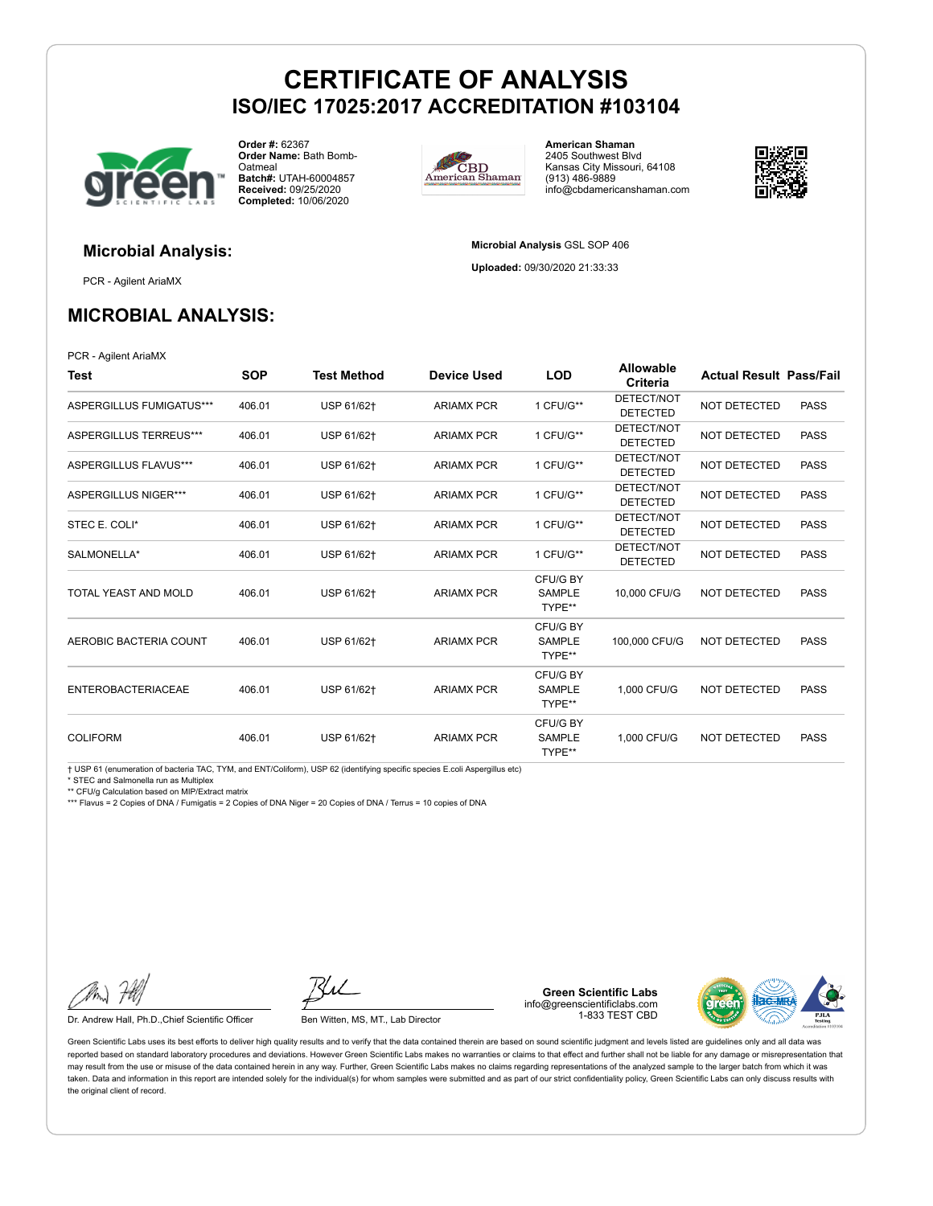# CERTIFICATE OF ANALYSIS
## ISO/IEC 17025:2017 ACCREDITATION #103104

**Order #:** 62367
**Order Name:** Bath Bomb-Oatmeal
**Batch#:** UTAH-60004857
**Received:** 09/25/2020
**Completed:** 10/06/2020

**American Shaman**
2405 Southwest Blvd
Kansas City Missouri, 64108
(913) 486-9889
info@cbdamericanshaman.com

### Microbial Analysis:

PCR - Agilent AriaMX

**Microbial Analysis** GSL SOP 406

**Uploaded:** 09/30/2020 21:33:33

## MICROBIAL ANALYSIS:

PCR - Agilent AriaMX

| Test | SOP | Test Method | Device Used | LOD | Allowable Criteria | Actual Result | Pass/Fail |
|---|---|---|---|---|---|---|---|
| ASPERGILLUS FUMIGATUS*** | 406.01 | USP 61/62† | ARIAMX PCR | 1 CFU/G** | DETECT/NOT DETECTED | NOT DETECTED | PASS |
| ASPERGILLUS TERREUS*** | 406.01 | USP 61/62† | ARIAMX PCR | 1 CFU/G** | DETECT/NOT DETECTED | NOT DETECTED | PASS |
| ASPERGILLUS FLAVUS*** | 406.01 | USP 61/62† | ARIAMX PCR | 1 CFU/G** | DETECT/NOT DETECTED | NOT DETECTED | PASS |
| ASPERGILLUS NIGER*** | 406.01 | USP 61/62† | ARIAMX PCR | 1 CFU/G** | DETECT/NOT DETECTED | NOT DETECTED | PASS |
| STEC E. COLI* | 406.01 | USP 61/62† | ARIAMX PCR | 1 CFU/G** | DETECT/NOT DETECTED | NOT DETECTED | PASS |
| SALMONELLA* | 406.01 | USP 61/62† | ARIAMX PCR | 1 CFU/G** | DETECT/NOT DETECTED | NOT DETECTED | PASS |
| TOTAL YEAST AND MOLD | 406.01 | USP 61/62† | ARIAMX PCR | CFU/G BY SAMPLE TYPE** | 10,000 CFU/G | NOT DETECTED | PASS |
| AEROBIC BACTERIA COUNT | 406.01 | USP 61/62† | ARIAMX PCR | CFU/G BY SAMPLE TYPE** | 100,000 CFU/G | NOT DETECTED | PASS |
| ENTEROBACTERIACEAE | 406.01 | USP 61/62† | ARIAMX PCR | CFU/G BY SAMPLE TYPE** | 1,000 CFU/G | NOT DETECTED | PASS |
| COLIFORM | 406.01 | USP 61/62† | ARIAMX PCR | CFU/G BY SAMPLE TYPE** | 1,000 CFU/G | NOT DETECTED | PASS |

† USP 61 (enumeration of bacteria TAC, TYM, and ENT/Coliform), USP 62 (identifying specific species E.coli Aspergillus etc)
* STEC and Salmonella run as Multiplex
** CFU/g Calculation based on MIP/Extract matrix
*** Flavus = 2 Copies of DNA / Fumigatis = 2 Copies of DNA Niger = 20 Copies of DNA / Terrus = 10 copies of DNA

Dr. Andrew Hall, Ph.D.,Chief Scientific Officer

Ben Witten, MS, MT., Lab Director

**Green Scientific Labs**
info@greenscientificlabs.com
1-833 TEST CBD

Green Scientific Labs uses its best efforts to deliver high quality results and to verify that the data contained therein are based on sound scientific judgment and levels listed are guidelines only and all data was reported based on standard laboratory procedures and deviations. However Green Scientific Labs makes no warranties or claims to that effect and further shall not be liable for any damage or misrepresentation that may result from the use or misuse of the data contained herein in any way. Further, Green Scientific Labs makes no claims regarding representations of the analyzed sample to the larger batch from which it was taken. Data and information in this report are intended solely for the individual(s) for whom samples were submitted and as part of our strict confidentiality policy, Green Scientific Labs can only discuss results with the original client of record.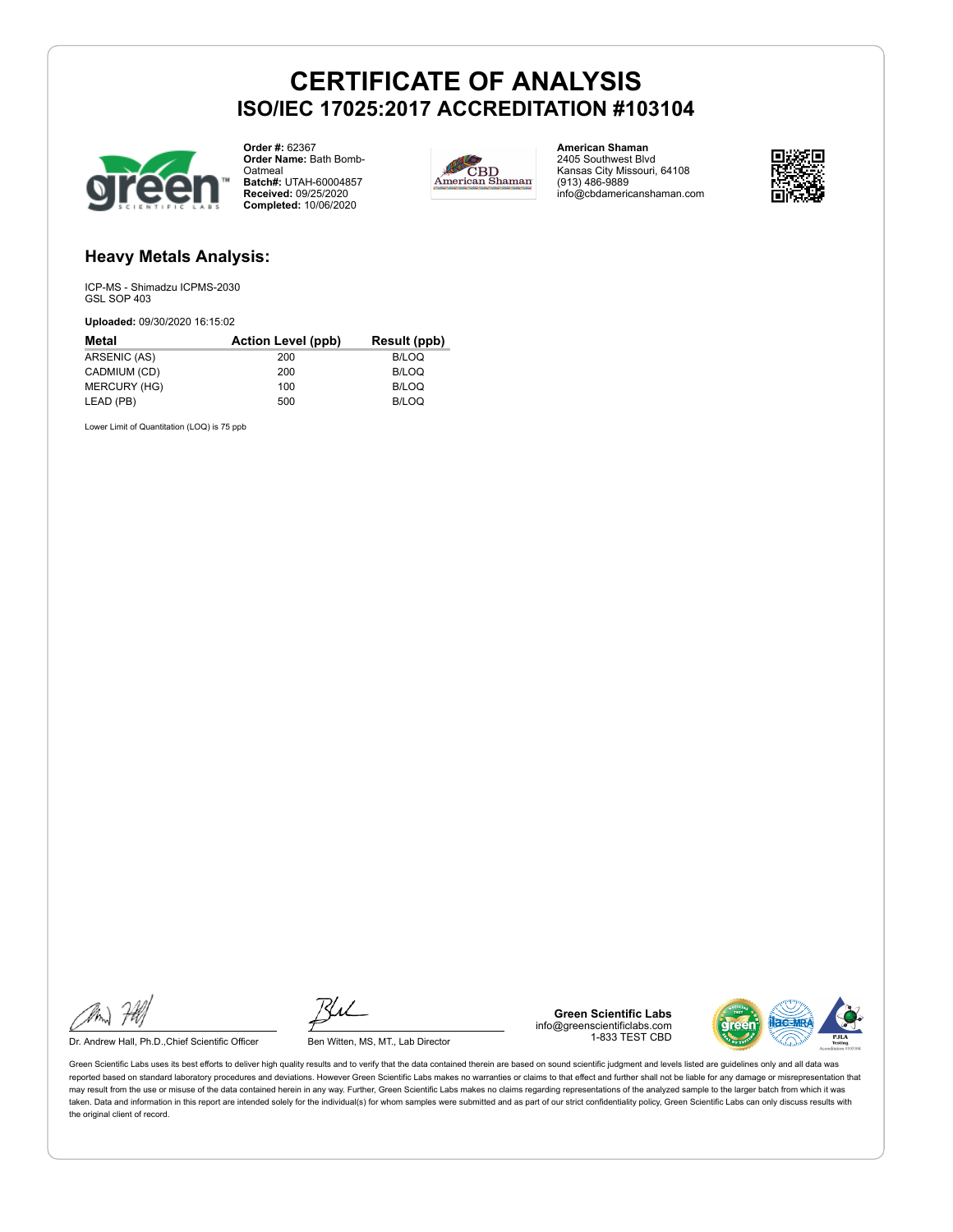# CERTIFICATE OF ANALYSIS
## ISO/IEC 17025:2017 ACCREDITATION #103104

**Order #:** 62367
**Order Name:** Bath Bomb-Oatmeal
**Batch#:** UTAH-60004857
**Received:** 09/25/2020
**Completed:** 10/06/2020

**American Shaman**
2405 Southwest Blvd
Kansas City Missouri, 64108
(913) 486-9889
info@cbdamericanshaman.com

### Heavy Metals Analysis:

ICP-MS - Shimadzu ICPMS-2030
GSL SOP 403

**Uploaded:** 09/30/2020 16:15:02

| Metal | Action Level (ppb) | Result (ppb) |
|---|---|---|
| ARSENIC (AS) | 200 | B/LOQ |
| CADMIUM (CD) | 200 | B/LOQ |
| MERCURY (HG) | 100 | B/LOQ |
| LEAD (PB) | 500 | B/LOQ |

Lower Limit of Quantitation (LOQ) is 75 ppb

Dr. Andrew Hall, Ph.D.,Chief Scientific Officer

Ben Witten, MS, MT., Lab Director

**Green Scientific Labs**
info@greenscientificlabs.com
1-833 TEST CBD

Green Scientific Labs uses its best efforts to deliver high quality results and to verify that the data contained therein are based on sound scientific judgment and levels listed are guidelines only and all data was reported based on standard laboratory procedures and deviations. However Green Scientific Labs makes no warranties or claims to that effect and further shall not be liable for any damage or misrepresentation that may result from the use or misuse of the data contained herein in any way. Further, Green Scientific Labs makes no claims regarding representations of the analyzed sample to the larger batch from which it was taken. Data and information in this report are intended solely for the individual(s) for whom samples were submitted and as part of our strict confidentiality policy, Green Scientific Labs can only discuss results with the original client of record.